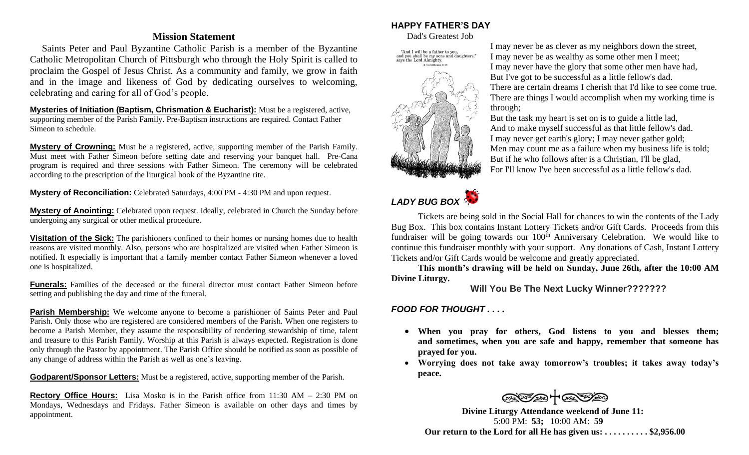## Mission Statement

Saints Peter and Paul Byzantine Catholic Parish is a member of the Byzantine Catholic Metropolitan Church of Pittsburgh who through the Holy Spirit is called to proclaim the Gospel of Jesus Christ. As a community and family, we grow in faith and in the image and likeness of God by dedicating ourselves to welcoming, celebrating and caring for all of God's people.

**Mysteries of Initiation (Baptism, Chrismation & Eucharist):** Must be a registered, active, supporting member of the Parish Family. Pre-Baptism instructions are required. Contact Father Simeon to schedule.

**Mystery of Crowning:** Must be a registered, active, supporting member of the Parish Family. Must meet with Father Simeon before setting date and reserving your banquet hall. Pre-Cana program is required and three sessions with Father Simeon. The ceremony will be celebrated according to the prescription of the liturgical book of the Byzantine rite.

**Mystery of Reconciliation:** Celebrated Saturdays, 4:00 PM - 4:30 PM and upon request.

**Mystery of Anointing:** Celebrated upon request. Ideally, celebrated in Church the Sunday before undergoing any surgical or other medical procedure.

**Visitation of the Sick:** The parishioners confined to their homes or nursing homes due to health reasons are visited monthly. Also, persons who are hospitalized are visited when Father Simeon is notified. It especially is important that a family member contact Father Si.meon whenever a loved one is hospitalized.

**Funerals:** Families of the deceased or the funeral director must contact Father Simeon before setting and publishing the day and time of the funeral.

**Parish Membership:** We welcome anyone to become a parishioner of Saints Peter and Paul Parish. Only those who are registered are considered members of the Parish. When one registers to become a Parish Member, they assume the responsibility of rendering stewardship of time, talent and treasure to this Parish Family. Worship at this Parish is always expected. Registration is done only through the Pastor by appointment. The Parish Office should be notified as soon as possible of any change of address within the Parish as well as one's leaving.

**Godparent/Sponsor Letters:** Must be a registered, active, supporting member of the Parish.

**Rectory Office Hours:** Lisa Mosko is in the Parish office from 11:30 AM – 2:30 PM on Mondays, Wednesdays and Fridays. Father Simeon is available on other days and times by appointment.

## HAPPY FATHER'S DAY

Dad's Greatest Job

"And I will be a father to you, and you shall be my sons and daughters," says the Lord Almighty.
-2 Corinthians 6:18

I may never be as clever as my neighbors down the street,
I may never be as wealthy as some other men I meet;
I may never have the glory that some other men have had,
But I've got to be successful as a little fellow's dad.
There are certain dreams I cherish that I'd like to see come true.
There are things I would accomplish when my working time is through;
But the task my heart is set on is to guide a little lad,
And to make myself successful as that little fellow's dad.
I may never get earth's glory; I may never gather gold;
Men may count me as a failure when my business life is told;
But if he who follows after is a Christian, I'll be glad,
For I'll know I've been successful as a little fellow's dad.

## *LADY BUG BOX*

Tickets are being sold in the Social Hall for chances to win the contents of the Lady Bug Box. This box contains Instant Lottery Tickets and/or Gift Cards. Proceeds from this fundraiser will be going towards our 100th Anniversary Celebration. We would like to continue this fundraiser monthly with your support. Any donations of Cash, Instant Lottery Tickets and/or Gift Cards would be welcome and greatly appreciated.

**This month's drawing will be held on Sunday, June 26th, after the 10:00 AM Divine Liturgy.**

**Will You Be The Next Lucky Winner???????**

## *FOOD FOR THOUGHT . . . .*

- **When you pray for others, God listens to you and blesses them; and sometimes, when you are safe and happy, remember that someone has prayed for you.**
- **Worrying does not take away tomorrow's troubles; it takes away today's peace.**

**Divine Liturgy Attendance weekend of June 11:**
5:00 PM: **53;** 10:00 AM: **59**
**Our return to the Lord for all He has given us: . . . . . . . . . . $2,956.00**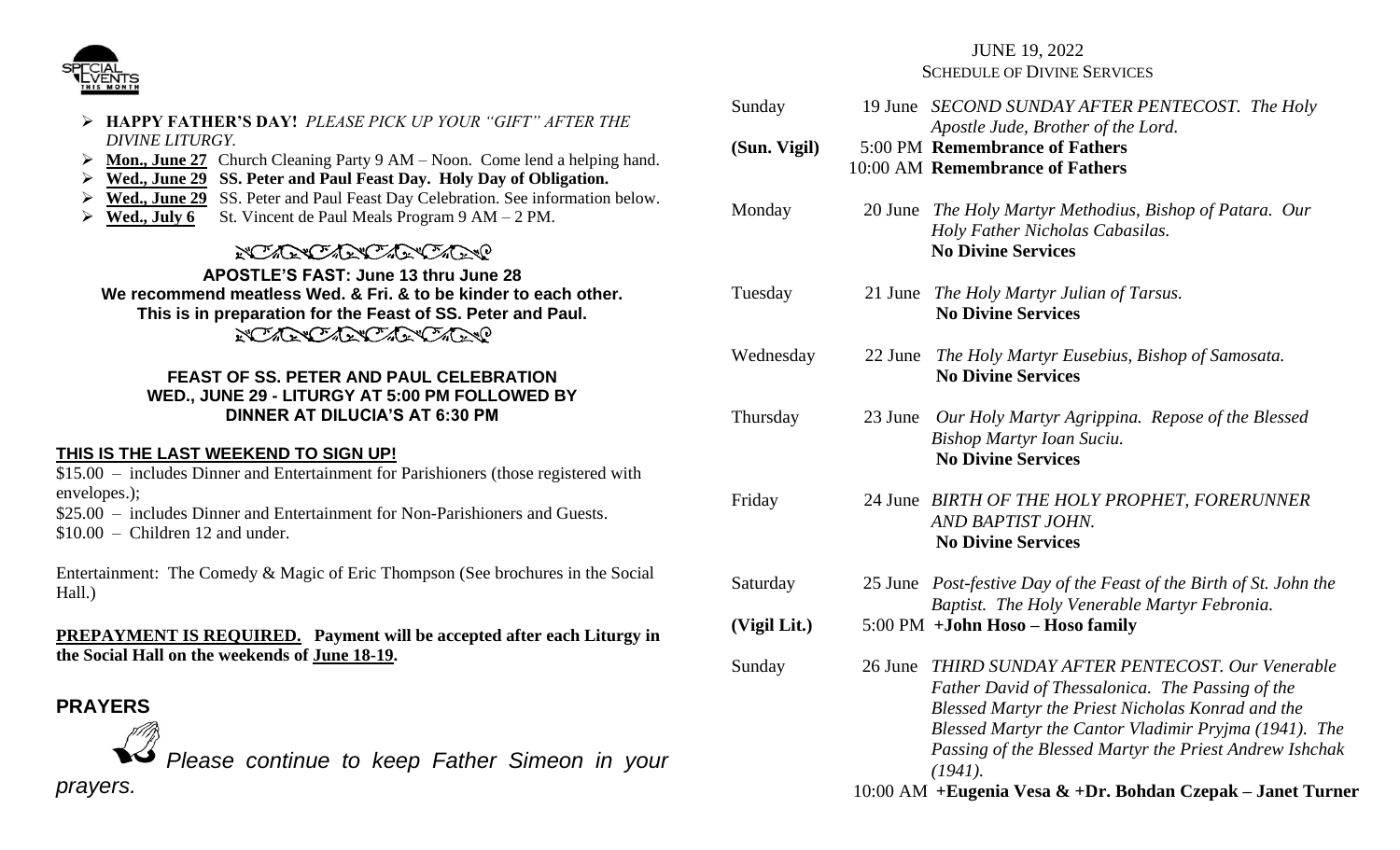- **HAPPY FATHER'S DAY!** *PLEASE PICK UP YOUR "GIFT" AFTER THE DIVINE LITURGY.*
- **Mon., June 27** Church Cleaning Party 9 AM – Noon. Come lend a helping hand.
- **Wed., June 29 SS. Peter and Paul Feast Day. Holy Day of Obligation.**
- **Wed., June 29** SS. Peter and Paul Feast Day Celebration. See information below.
- **Wed., July 6** St. Vincent de Paul Meals Program 9 AM – 2 PM.

**APOSTLE'S FAST: June 13 thru June 28**
**We recommend meatless Wed. & Fri. & to be kinder to each other.**
**This is in preparation for the Feast of SS. Peter and Paul.**

**FEAST OF SS. PETER AND PAUL CELEBRATION**
**WED., JUNE 29 - LITURGY AT 5:00 PM FOLLOWED BY DINNER AT DILUCIA'S AT 6:30 PM**

**THIS IS THE LAST WEEKEND TO SIGN UP!**

$15.00 – includes Dinner and Entertainment for Parishioners (those registered with envelopes.);
$25.00 – includes Dinner and Entertainment for Non-Parishioners and Guests.
$10.00 – Children 12 and under.

Entertainment: The Comedy & Magic of Eric Thompson (See brochures in the Social Hall.)

**PREPAYMENT IS REQUIRED. Payment will be accepted after each Liturgy in the Social Hall on the weekends of June 18-19.**

## PRAYERS

*Please continue to keep Father Simeon in your prayers.*

JUNE 19, 2022
SCHEDULE OF DIVINE SERVICES

| | | |
|---|---|---|
| Sunday | 19 June | *SECOND SUNDAY AFTER PENTECOST. The Holy Apostle Jude, Brother of the Lord.* |
| **(Sun. Vigil)** | 5:00 PM | **Remembrance of Fathers** |
| | 10:00 AM | **Remembrance of Fathers** |
| Monday | 20 June | *The Holy Martyr Methodius, Bishop of Patara. Our Holy Father Nicholas Cabasilas.* **No Divine Services** |
| Tuesday | 21 June | *The Holy Martyr Julian of Tarsus.* **No Divine Services** |
| Wednesday | 22 June | *The Holy Martyr Eusebius, Bishop of Samosata.* **No Divine Services** |
| Thursday | 23 June | *Our Holy Martyr Agrippina. Repose of the Blessed Bishop Martyr Ioan Suciu.* **No Divine Services** |
| Friday | 24 June | *BIRTH OF THE HOLY PROPHET, FORERUNNER AND BAPTIST JOHN.* **No Divine Services** |
| Saturday | 25 June | *Post-festive Day of the Feast of the Birth of St. John the Baptist. The Holy Venerable Martyr Febronia.* |
| **(Vigil Lit.)** | 5:00 PM | **+John Hoso – Hoso family** |
| Sunday | 26 June | *THIRD SUNDAY AFTER PENTECOST. Our Venerable Father David of Thessalonica. The Passing of the Blessed Martyr the Priest Nicholas Konrad and the Blessed Martyr the Cantor Vladimir Pryjma (1941). The Passing of the Blessed Martyr the Priest Andrew Ishchak (1941).* |
| | 10:00 AM | **+Eugenia Vesa & +Dr. Bohdan Czepak – Janet Turner** |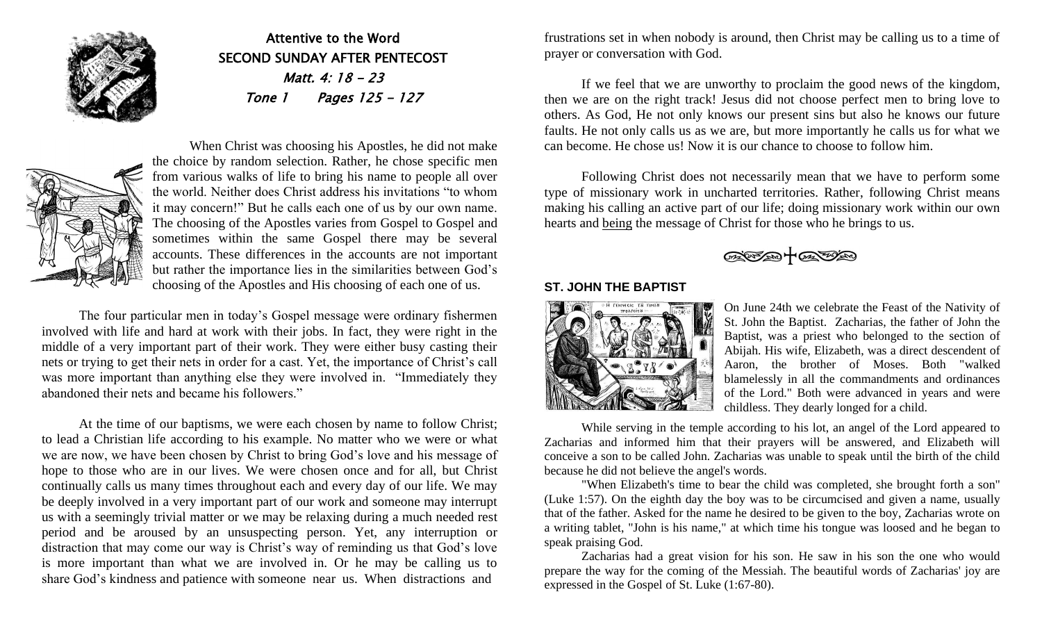# Attentive to the Word
## SECOND SUNDAY AFTER PENTECOST

*Matt. 4: 18 – 23*

*Tone 1 Pages 125 – 127*

When Christ was choosing his Apostles, he did not make the choice by random selection. Rather, he chose specific men from various walks of life to bring his name to people all over the world. Neither does Christ address his invitations "to whom it may concern!" But he calls each one of us by our own name. The choosing of the Apostles varies from Gospel to Gospel and sometimes within the same Gospel there may be several accounts. These differences in the accounts are not important but rather the importance lies in the similarities between God's choosing of the Apostles and His choosing of each one of us.

The four particular men in today's Gospel message were ordinary fishermen involved with life and hard at work with their jobs. In fact, they were right in the middle of a very important part of their work. They were either busy casting their nets or trying to get their nets in order for a cast. Yet, the importance of Christ's call was more important than anything else they were involved in. "Immediately they abandoned their nets and became his followers."

At the time of our baptisms, we were each chosen by name to follow Christ; to lead a Christian life according to his example. No matter who we were or what we are now, we have been chosen by Christ to bring God's love and his message of hope to those who are in our lives. We were chosen once and for all, but Christ continually calls us many times throughout each and every day of our life. We may be deeply involved in a very important part of our work and someone may interrupt us with a seemingly trivial matter or we may be relaxing during a much needed rest period and be aroused by an unsuspecting person. Yet, any interruption or distraction that may come our way is Christ's way of reminding us that God's love is more important than what we are involved in. Or he may be calling us to share God's kindness and patience with someone near us. When distractions and frustrations set in when nobody is around, then Christ may be calling us to a time of prayer or conversation with God.

If we feel that we are unworthy to proclaim the good news of the kingdom, then we are on the right track! Jesus did not choose perfect men to bring love to others. As God, He not only knows our present sins but also he knows our future faults. He not only calls us as we are, but more importantly he calls us for what we can become. He chose us! Now it is our chance to choose to follow him.

Following Christ does not necessarily mean that we have to perform some type of missionary work in uncharted territories. Rather, following Christ means making his calling an active part of our life; doing missionary work within our own hearts and <u>being</u> the message of Christ for those who he brings to us.

### ST. JOHN THE BAPTIST

On June 24th we celebrate the Feast of the Nativity of St. John the Baptist. Zacharias, the father of John the Baptist, was a priest who belonged to the section of Abijah. His wife, Elizabeth, was a direct descendent of Aaron, the brother of Moses. Both "walked blamelessly in all the commandments and ordinances of the Lord." Both were advanced in years and were childless. They dearly longed for a child.

While serving in the temple according to his lot, an angel of the Lord appeared to Zacharias and informed him that their prayers will be answered, and Elizabeth will conceive a son to be called John. Zacharias was unable to speak until the birth of the child because he did not believe the angel's words.

"When Elizabeth's time to bear the child was completed, she brought forth a son" (Luke 1:57). On the eighth day the boy was to be circumcised and given a name, usually that of the father. Asked for the name he desired to be given to the boy, Zacharias wrote on a writing tablet, "John is his name," at which time his tongue was loosed and he began to speak praising God.

Zacharias had a great vision for his son. He saw in his son the one who would prepare the way for the coming of the Messiah. The beautiful words of Zacharias' joy are expressed in the Gospel of St. Luke (1:67-80).